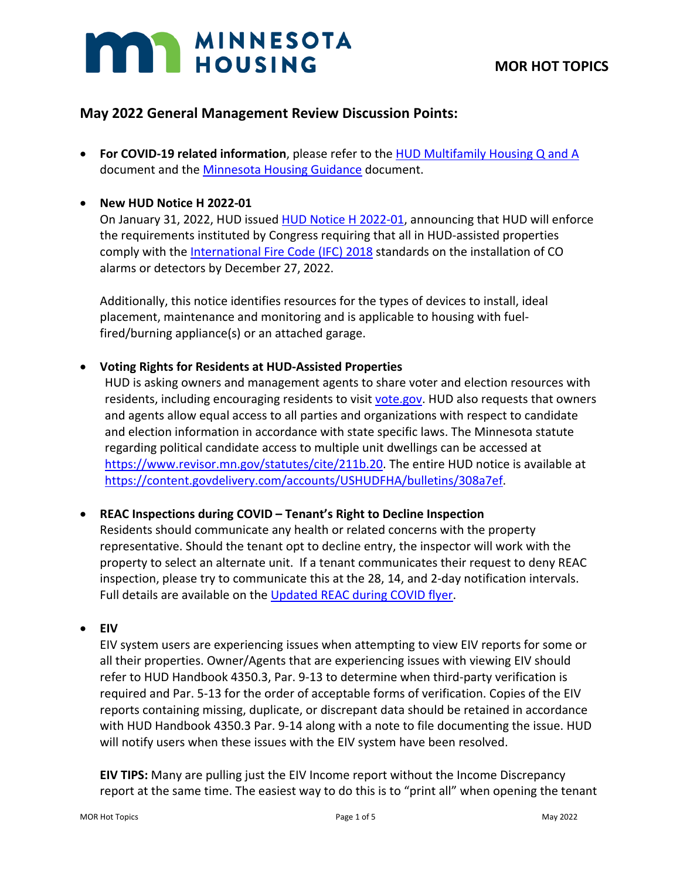# MINNESOTA HOUSING

**MOR HOT TOPICS**

## May 2022 General Management Review Discussion Points:

- **For COVID-19 related information**, please refer to the HUD Multifamily Housing Q and A document and the Minnesota Housing Guidance document.

- **New HUD Notice H 2022-01**
  On January 31, 2022, HUD issued HUD Notice H 2022-01, announcing that HUD will enforce the requirements instituted by Congress requiring that all in HUD-assisted properties comply with the International Fire Code (IFC) 2018 standards on the installation of CO alarms or detectors by December 27, 2022.

  Additionally, this notice identifies resources for the types of devices to install, ideal placement, maintenance and monitoring and is applicable to housing with fuel-fired/burning appliance(s) or an attached garage.

- **Voting Rights for Residents at HUD-Assisted Properties**
  HUD is asking owners and management agents to share voter and election resources with residents, including encouraging residents to visit vote.gov. HUD also requests that owners and agents allow equal access to all parties and organizations with respect to candidate and election information in accordance with state specific laws. The Minnesota statute regarding political candidate access to multiple unit dwellings can be accessed at https://www.revisor.mn.gov/statutes/cite/211b.20. The entire HUD notice is available at https://content.govdelivery.com/accounts/USHUDFHA/bulletins/308a7ef.

- **REAC Inspections during COVID – Tenant's Right to Decline Inspection**
  Residents should communicate any health or related concerns with the property representative. Should the tenant opt to decline entry, the inspector will work with the property to select an alternate unit. If a tenant communicates their request to deny REAC inspection, please try to communicate this at the 28, 14, and 2-day notification intervals. Full details are available on the Updated REAC during COVID flyer.

- **EIV**
  EIV system users are experiencing issues when attempting to view EIV reports for some or all their properties. Owner/Agents that are experiencing issues with viewing EIV should refer to HUD Handbook 4350.3, Par. 9-13 to determine when third-party verification is required and Par. 5-13 for the order of acceptable forms of verification. Copies of the EIV reports containing missing, duplicate, or discrepant data should be retained in accordance with HUD Handbook 4350.3 Par. 9-14 along with a note to file documenting the issue. HUD will notify users when these issues with the EIV system have been resolved.

  **EIV TIPS:** Many are pulling just the EIV Income report without the Income Discrepancy report at the same time. The easiest way to do this is to "print all" when opening the tenant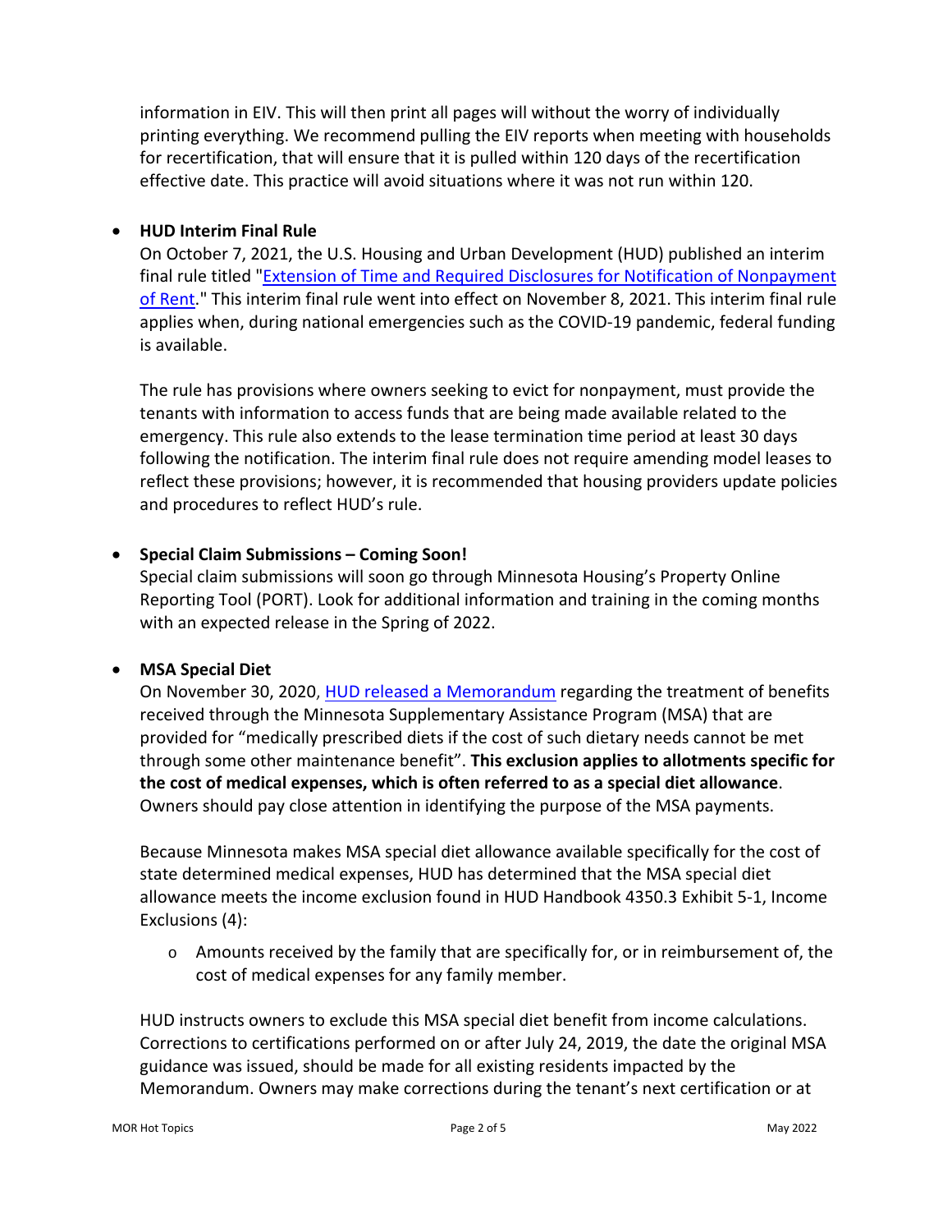information in EIV. This will then print all pages will without the worry of individually printing everything. We recommend pulling the EIV reports when meeting with households for recertification, that will ensure that it is pulled within 120 days of the recertification effective date. This practice will avoid situations where it was not run within 120.

- **HUD Interim Final Rule**

  On October 7, 2021, the U.S. Housing and Urban Development (HUD) published an interim final rule titled "Extension of Time and Required Disclosures for Notification of Nonpayment of Rent." This interim final rule went into effect on November 8, 2021. This interim final rule applies when, during national emergencies such as the COVID-19 pandemic, federal funding is available.

  The rule has provisions where owners seeking to evict for nonpayment, must provide the tenants with information to access funds that are being made available related to the emergency. This rule also extends to the lease termination time period at least 30 days following the notification. The interim final rule does not require amending model leases to reflect these provisions; however, it is recommended that housing providers update policies and procedures to reflect HUD's rule.

- **Special Claim Submissions – Coming Soon!**

  Special claim submissions will soon go through Minnesota Housing's Property Online Reporting Tool (PORT). Look for additional information and training in the coming months with an expected release in the Spring of 2022.

- **MSA Special Diet**

  On November 30, 2020, HUD released a Memorandum regarding the treatment of benefits received through the Minnesota Supplementary Assistance Program (MSA) that are provided for "medically prescribed diets if the cost of such dietary needs cannot be met through some other maintenance benefit". **This exclusion applies to allotments specific for the cost of medical expenses, which is often referred to as a special diet allowance**. Owners should pay close attention in identifying the purpose of the MSA payments.

  Because Minnesota makes MSA special diet allowance available specifically for the cost of state determined medical expenses, HUD has determined that the MSA special diet allowance meets the income exclusion found in HUD Handbook 4350.3 Exhibit 5-1, Income Exclusions (4):

  - Amounts received by the family that are specifically for, or in reimbursement of, the cost of medical expenses for any family member.

  HUD instructs owners to exclude this MSA special diet benefit from income calculations. Corrections to certifications performed on or after July 24, 2019, the date the original MSA guidance was issued, should be made for all existing residents impacted by the Memorandum. Owners may make corrections during the tenant's next certification or at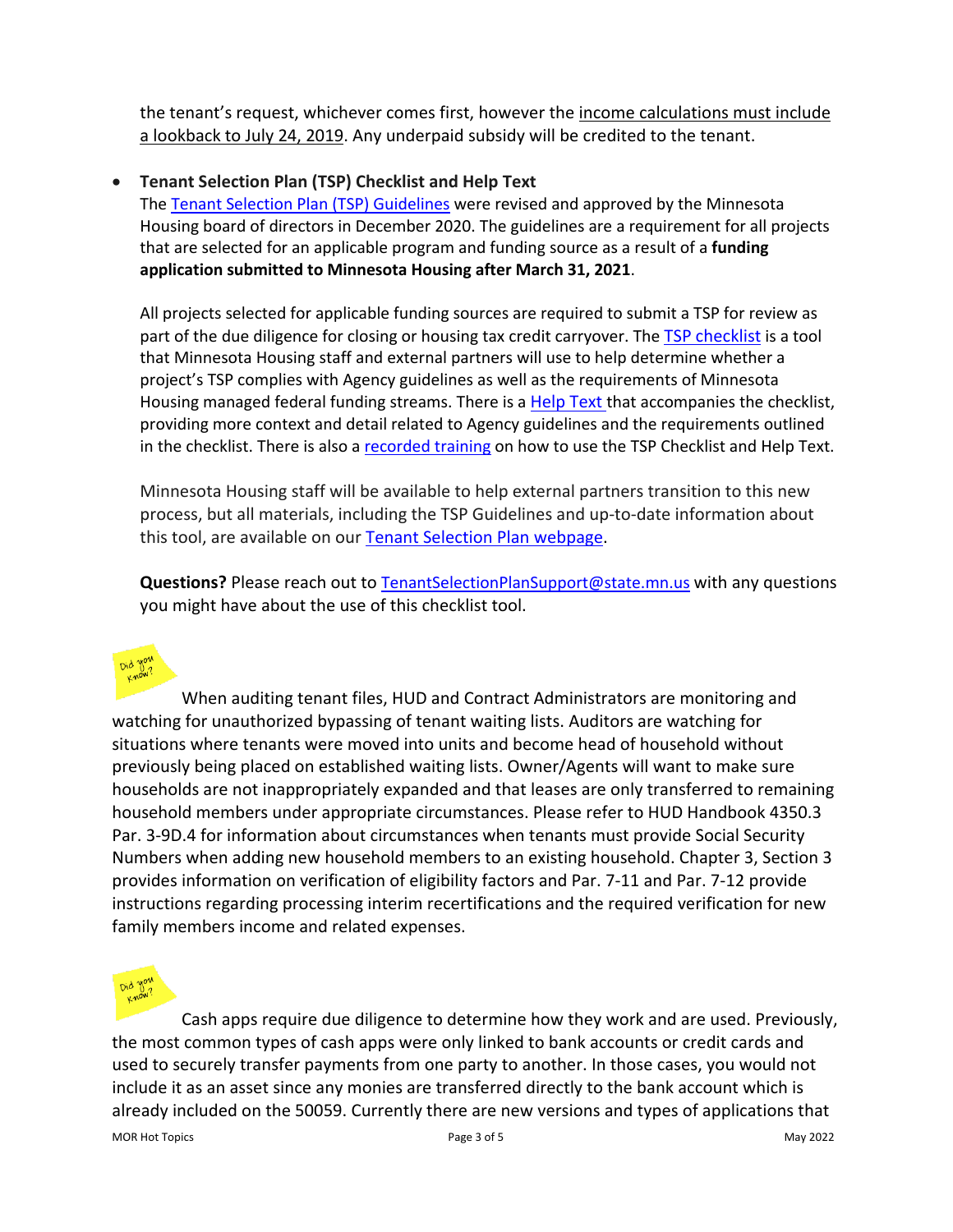the tenant's request, whichever comes first, however the income calculations must include a lookback to July 24, 2019. Any underpaid subsidy will be credited to the tenant.

- **Tenant Selection Plan (TSP) Checklist and Help Text**
  The Tenant Selection Plan (TSP) Guidelines were revised and approved by the Minnesota Housing board of directors in December 2020. The guidelines are a requirement for all projects that are selected for an applicable program and funding source as a result of a **funding application submitted to Minnesota Housing after March 31, 2021**.

  All projects selected for applicable funding sources are required to submit a TSP for review as part of the due diligence for closing or housing tax credit carryover. The TSP checklist is a tool that Minnesota Housing staff and external partners will use to help determine whether a project's TSP complies with Agency guidelines as well as the requirements of Minnesota Housing managed federal funding streams. There is a Help Text that accompanies the checklist, providing more context and detail related to Agency guidelines and the requirements outlined in the checklist. There is also a recorded training on how to use the TSP Checklist and Help Text.

  Minnesota Housing staff will be available to help external partners transition to this new process, but all materials, including the TSP Guidelines and up-to-date information about this tool, are available on our Tenant Selection Plan webpage.

  **Questions?** Please reach out to TenantSelectionPlanSupport@state.mn.us with any questions you might have about the use of this checklist tool.

Did you know?

When auditing tenant files, HUD and Contract Administrators are monitoring and watching for unauthorized bypassing of tenant waiting lists. Auditors are watching for situations where tenants were moved into units and become head of household without previously being placed on established waiting lists. Owner/Agents will want to make sure households are not inappropriately expanded and that leases are only transferred to remaining household members under appropriate circumstances. Please refer to HUD Handbook 4350.3 Par. 3-9D.4 for information about circumstances when tenants must provide Social Security Numbers when adding new household members to an existing household. Chapter 3, Section 3 provides information on verification of eligibility factors and Par. 7-11 and Par. 7-12 provide instructions regarding processing interim recertifications and the required verification for new family members income and related expenses.

Did you know?

Cash apps require due diligence to determine how they work and are used. Previously, the most common types of cash apps were only linked to bank accounts or credit cards and used to securely transfer payments from one party to another. In those cases, you would not include it as an asset since any monies are transferred directly to the bank account which is already included on the 50059. Currently there are new versions and types of applications that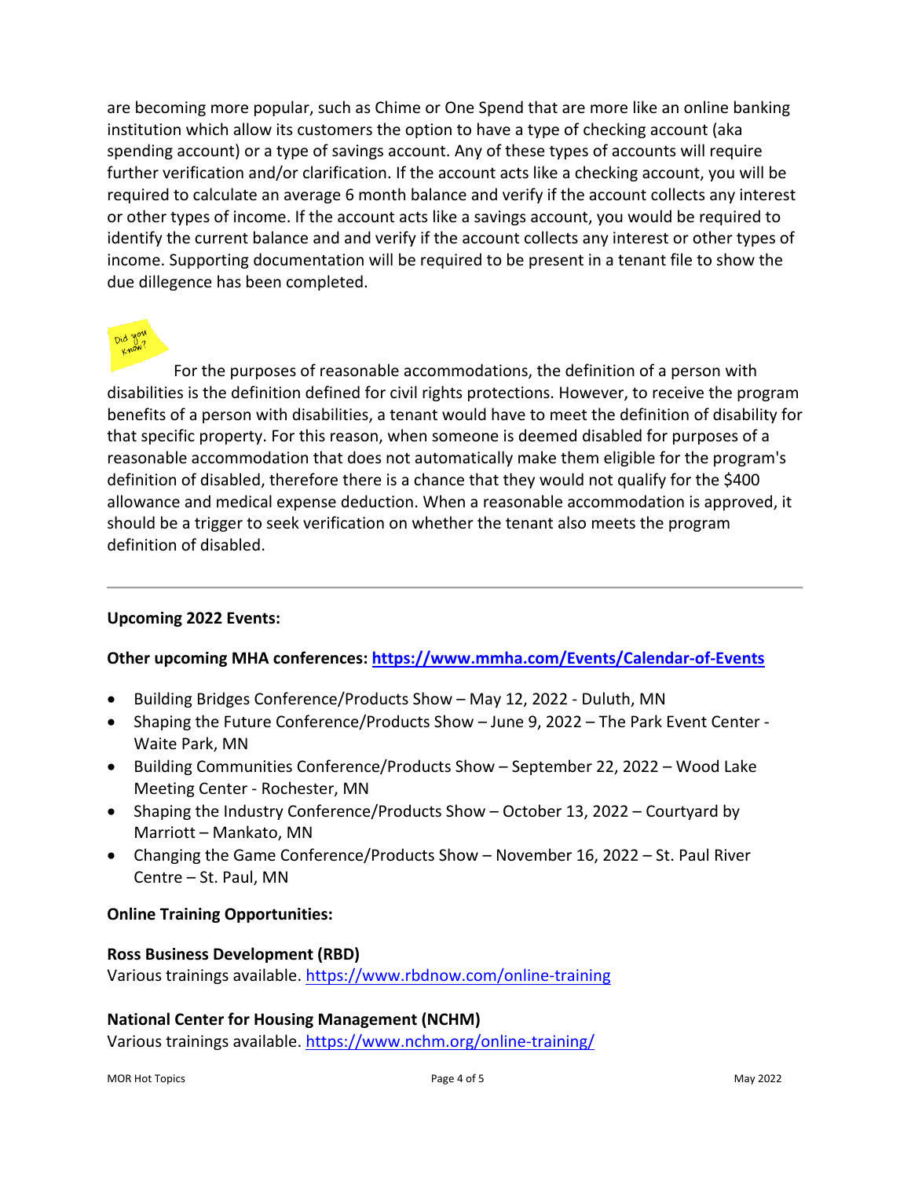are becoming more popular, such as Chime or One Spend that are more like an online banking institution which allow its customers the option to have a type of checking account (aka spending account) or a type of savings account. Any of these types of accounts will require further verification and/or clarification. If the account acts like a checking account, you will be required to calculate an average 6 month balance and verify if the account collects any interest or other types of income. If the account acts like a savings account, you would be required to identify the current balance and and verify if the account collects any interest or other types of income. Supporting documentation will be required to be present in a tenant file to show the due dillegence has been completed.

Did you know?

For the purposes of reasonable accommodations, the definition of a person with disabilities is the definition defined for civil rights protections. However, to receive the program benefits of a person with disabilities, a tenant would have to meet the definition of disability for that specific property. For this reason, when someone is deemed disabled for purposes of a reasonable accommodation that does not automatically make them eligible for the program's definition of disabled, therefore there is a chance that they would not qualify for the $400 allowance and medical expense deduction. When a reasonable accommodation is approved, it should be a trigger to seek verification on whether the tenant also meets the program definition of disabled.

---

**Upcoming 2022 Events:**

**Other upcoming MHA conferences: https://www.mmha.com/Events/Calendar-of-Events**

- Building Bridges Conference/Products Show – May 12, 2022 - Duluth, MN
- Shaping the Future Conference/Products Show – June 9, 2022 – The Park Event Center - Waite Park, MN
- Building Communities Conference/Products Show – September 22, 2022 – Wood Lake Meeting Center - Rochester, MN
- Shaping the Industry Conference/Products Show – October 13, 2022 – Courtyard by Marriott – Mankato, MN
- Changing the Game Conference/Products Show – November 16, 2022 – St. Paul River Centre – St. Paul, MN

**Online Training Opportunities:**

**Ross Business Development (RBD)**
Various trainings available. https://www.rbdnow.com/online-training

**National Center for Housing Management (NCHM)**
Various trainings available. https://www.nchm.org/online-training/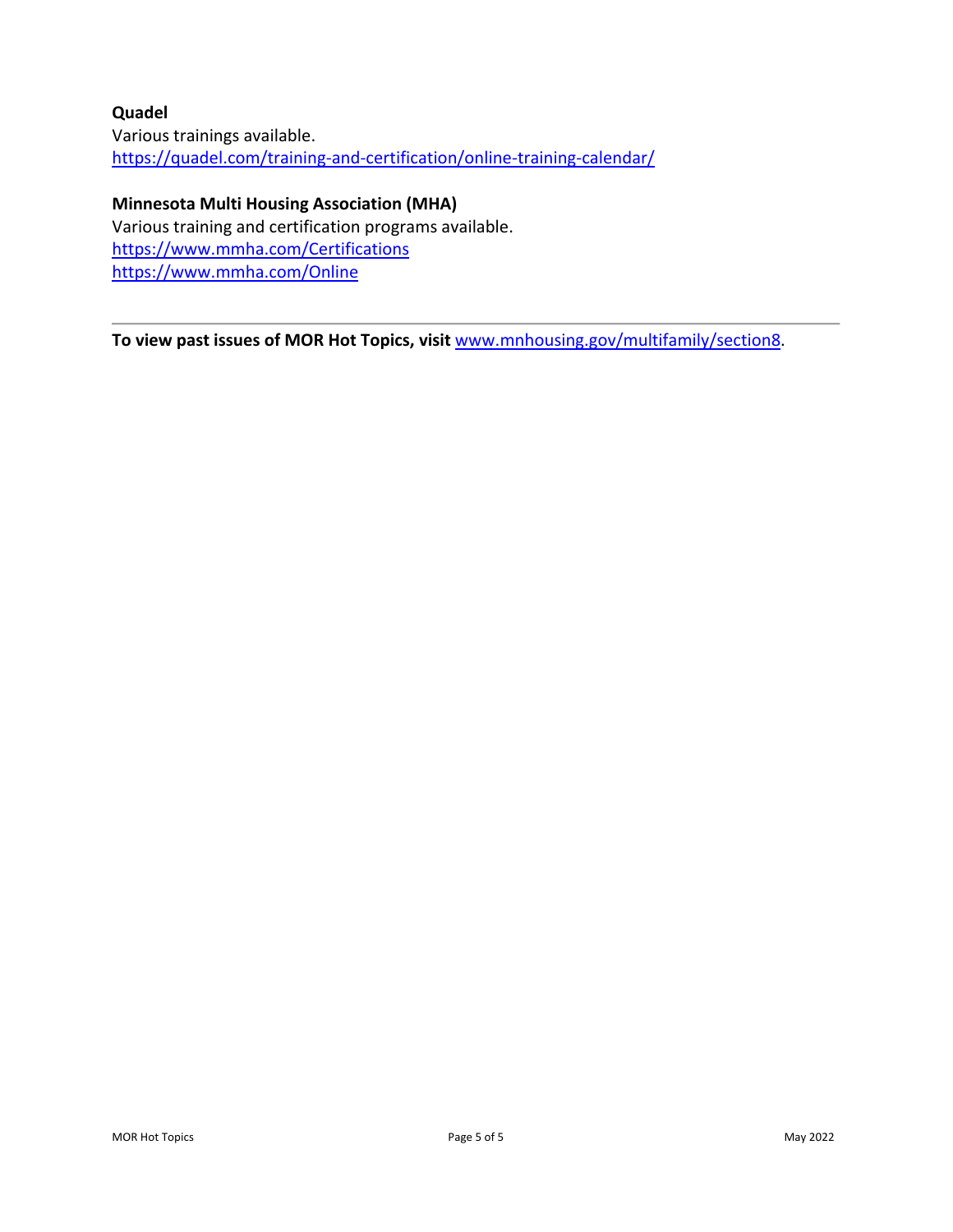**Quadel**
Various trainings available.
https://quadel.com/training-and-certification/online-training-calendar/

**Minnesota Multi Housing Association (MHA)**
Various training and certification programs available.
https://www.mmha.com/Certifications
https://www.mmha.com/Online

---

**To view past issues of MOR Hot Topics, visit** www.mnhousing.gov/multifamily/section8.